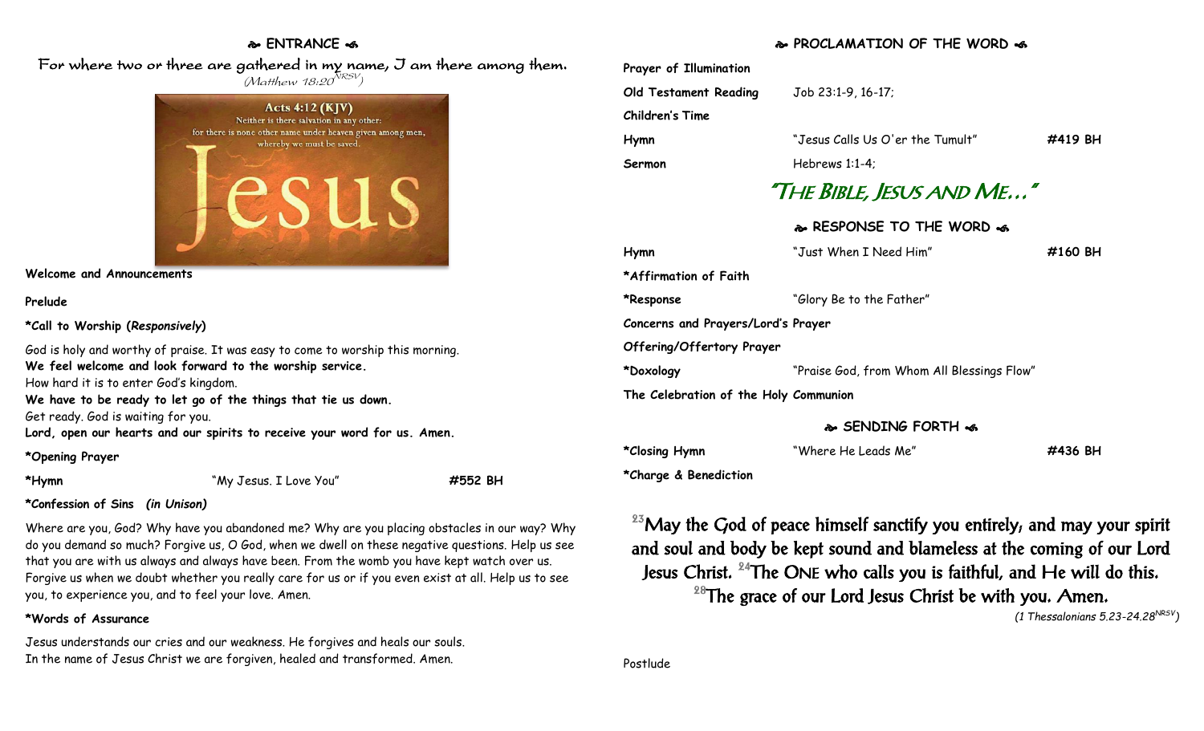## ENTRANCE

For where two or three are gathered in my name, I am there among them.
*(Matthew 18:20 NRSV)*

Acts 4:12 (KJV)
Neither is there salvation in any other: for there is none other name under heaven given among men, whereby we must be saved.

Jesus

**Welcome and Announcements**

**Prelude**

***Call to Worship (*Responsively*)**

God is holy and worthy of praise. It was easy to come to worship this morning.
**We feel welcome and look forward to the worship service.**
How hard it is to enter God's kingdom.
**We have to be ready to let go of the things that tie us down.**
Get ready. God is waiting for you.
**Lord, open our hearts and our spirits to receive your word for us. Amen.**

***Opening Prayer**

| | | |
|---|---|---|
| ***Hymn** | "My Jesus, I Love You" | **#552 BH** |

***Confession of Sins *(in Unison)***

Where are you, God? Why have you abandoned me? Why are you placing obstacles in our way? Why do you demand so much? Forgive us, O God, when we dwell on these negative questions. Help us see that you are with us always and always have been. From the womb you have kept watch over us. Forgive us when we doubt whether you really care for us or if you even exist at all. Help us to see you, to experience you, and to feel your love. Amen.

***Words of Assurance**

Jesus understands our cries and our weakness. He forgives and heals our souls.
In the name of Jesus Christ we are forgiven, healed and transformed. Amen.

## PROCLAMATION OF THE WORD

| | | |
|---|---|---|
| **Prayer of Illumination** | | |
| **Old Testament Reading** | Job 23:1-9, 16-17; | |
| **Children's Time** | | |
| **Hymn** | "Jesus Calls Us O'er the Tumult" | **#419 BH** |
| **Sermon** | Hebrews 1:1-4; | |

### *"The Bible, Jesus and Me…"*

## RESPONSE TO THE WORD

| | | |
|---|---|---|
| **Hymn** | "Just When I Need Him" | **#160 BH** |
| ***Affirmation of Faith** | | |
| ***Response** | "Glory Be to the Father" | |
| **Concerns and Prayers/Lord's Prayer** | | |
| **Offering/Offertory Prayer** | | |
| ***Doxology** | "Praise God, from Whom All Blessings Flow" | |
| **The Celebration of the Holy Communion** | | |

## SENDING FORTH

| | | |
|---|---|---|
| ***Closing Hymn** | "Where He Leads Me" | **#436 BH** |
| ***Charge & Benediction** | | |

[23]May the God of peace himself sanctify you entirely; and may your spirit and soul and body be kept sound and blameless at the coming of our Lord Jesus Christ. [24]The ONE who calls you is faithful, and He will do this. [28]The grace of our Lord Jesus Christ be with you. Amen.

*(1 Thessalonians 5.23-24.28 NRSV)*

Postlude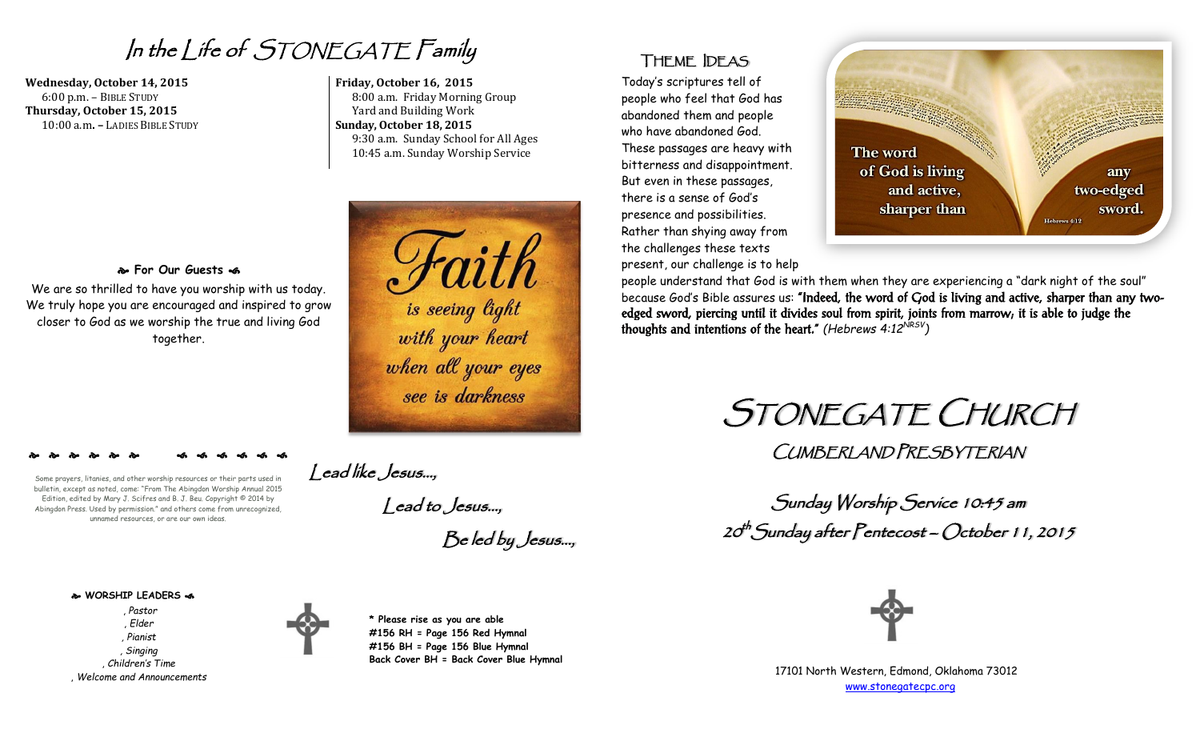# In the Life of STONEGATE Family

**Wednesday, October 14, 2015**
6:00 p.m. – BIBLE STUDY
**Thursday, October 15, 2015**
10:00 a.m. – LADIES BIBLE STUDY

**Friday, October 16, 2015**
8:00 a.m. Friday Morning Group
Yard and Building Work
**Sunday, October 18, 2015**
9:30 a.m. Sunday School for All Ages
10:45 a.m. Sunday Worship Service

### For Our Guests

We are so thrilled to have you worship with us today. We truly hope you are encouraged and inspired to grow closer to God as we worship the true and living God together.

Faith is seeing light with your heart when all your eyes see is darkness

Some prayers, litanies, and other worship resources or their parts used in bulletin, except as noted, come: "From The Abingdon Worship Annual 2015 Edition, edited by Mary J. Scifres and B. J. Beu. Copyright © 2014 by Abingdon Press. Used by permission." and others come from unrecognized, unnamed resources, or are our own ideas.

Lead like Jesus...,

Lead to Jesus...,

Be led by Jesus...,

### WORSHIP LEADERS

*, Pastor*
*, Elder*
*, Pianist*
*, Singing*
*, Children's Time*
*, Welcome and Announcements*

**\* Please rise as you are able**
**#156 RH = Page 156 Red Hymnal**
**#156 BH = Page 156 Blue Hymnal**
**Back Cover BH = Back Cover Blue Hymnal**

## THEME IDEAS

The word of God is living and active, sharper than any two-edged sword. Hebrews 4:12

Today's scriptures tell of people who feel that God has abandoned them and people who have abandoned God. These passages are heavy with bitterness and disappointment. But even in these passages, there is a sense of God's presence and possibilities. Rather than shying away from the challenges these texts present, our challenge is to help people understand that God is with them when they are experiencing a "dark night of the soul" because God's Bible assures us: **"Indeed, the word of God is living and active, sharper than any two-edged sword, piercing until it divides soul from spirit, joints from marrow; it is able to judge the thoughts and intentions of the heart."** *(Hebrews 4:12[NRSV])*

# STONEGATE CHURCH

## CUMBERLAND PRESBYTERIAN

Sunday Worship Service 10:45 am

20th Sunday after Pentecost – October 11, 2015

17101 North Western, Edmond, Oklahoma 73012
www.stonegatecpc.org